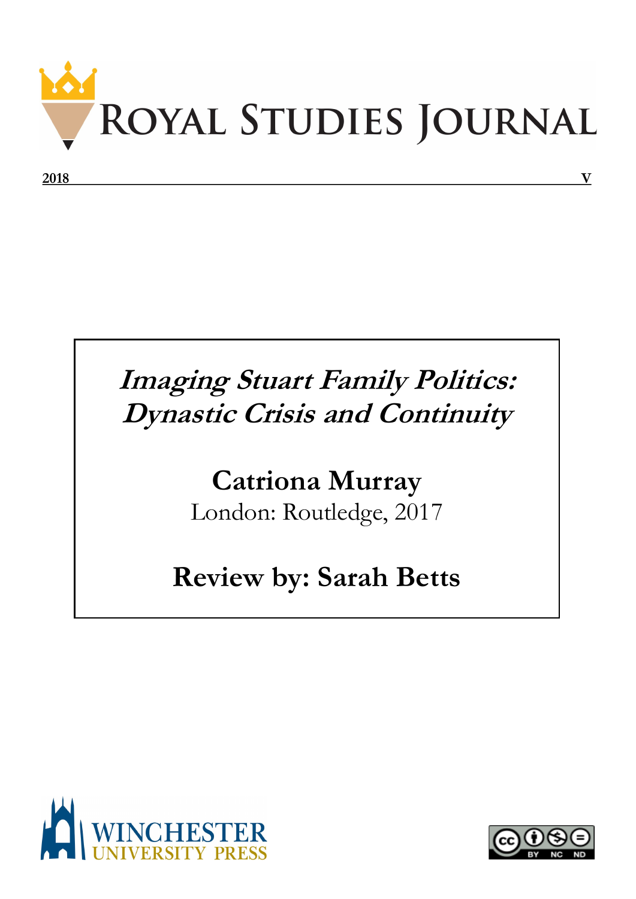# Royal Studies Journal

**2018** **V**

***Imaging Stuart Family Politics: Dynastic Crisis and Continuity***

**Catriona Murray**
London: Routledge, 2017

**Review by: Sarah Betts**

WINCHESTER UNIVERSITY PRESS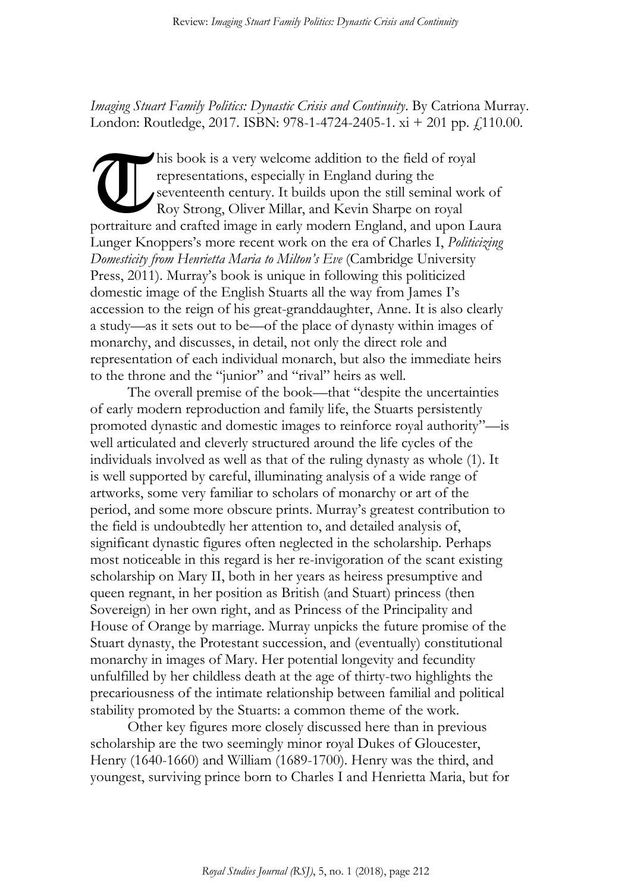*Imaging Stuart Family Politics: Dynastic Crisis and Continuity*. By Catriona Murray. London: Routledge, 2017. ISBN: 978-1-4724-2405-1. xi + 201 pp. £110.00.

This book is a very welcome addition to the field of royal representations, especially in England during the seventeenth century. It builds upon the still seminal work of Roy Strong, Oliver Millar, and Kevin Sharpe on royal portraiture and crafted image in early modern England, and upon Laura Lunger Knoppers's more recent work on the era of Charles I, *Politicizing Domesticity from Henrietta Maria to Milton's Eve* (Cambridge University Press, 2011). Murray's book is unique in following this politicized domestic image of the English Stuarts all the way from James I's accession to the reign of his great-granddaughter, Anne. It is also clearly a study—as it sets out to be—of the place of dynasty within images of monarchy, and discusses, in detail, not only the direct role and representation of each individual monarch, but also the immediate heirs to the throne and the "junior" and "rival" heirs as well.

The overall premise of the book—that "despite the uncertainties of early modern reproduction and family life, the Stuarts persistently promoted dynastic and domestic images to reinforce royal authority"—is well articulated and cleverly structured around the life cycles of the individuals involved as well as that of the ruling dynasty as whole (1). It is well supported by careful, illuminating analysis of a wide range of artworks, some very familiar to scholars of monarchy or art of the period, and some more obscure prints. Murray's greatest contribution to the field is undoubtedly her attention to, and detailed analysis of, significant dynastic figures often neglected in the scholarship. Perhaps most noticeable in this regard is her re-invigoration of the scant existing scholarship on Mary II, both in her years as heiress presumptive and queen regnant, in her position as British (and Stuart) princess (then Sovereign) in her own right, and as Princess of the Principality and House of Orange by marriage. Murray unpicks the future promise of the Stuart dynasty, the Protestant succession, and (eventually) constitutional monarchy in images of Mary. Her potential longevity and fecundity unfulfilled by her childless death at the age of thirty-two highlights the precariousness of the intimate relationship between familial and political stability promoted by the Stuarts: a common theme of the work.

Other key figures more closely discussed here than in previous scholarship are the two seemingly minor royal Dukes of Gloucester, Henry (1640-1660) and William (1689-1700). Henry was the third, and youngest, surviving prince born to Charles I and Henrietta Maria, but for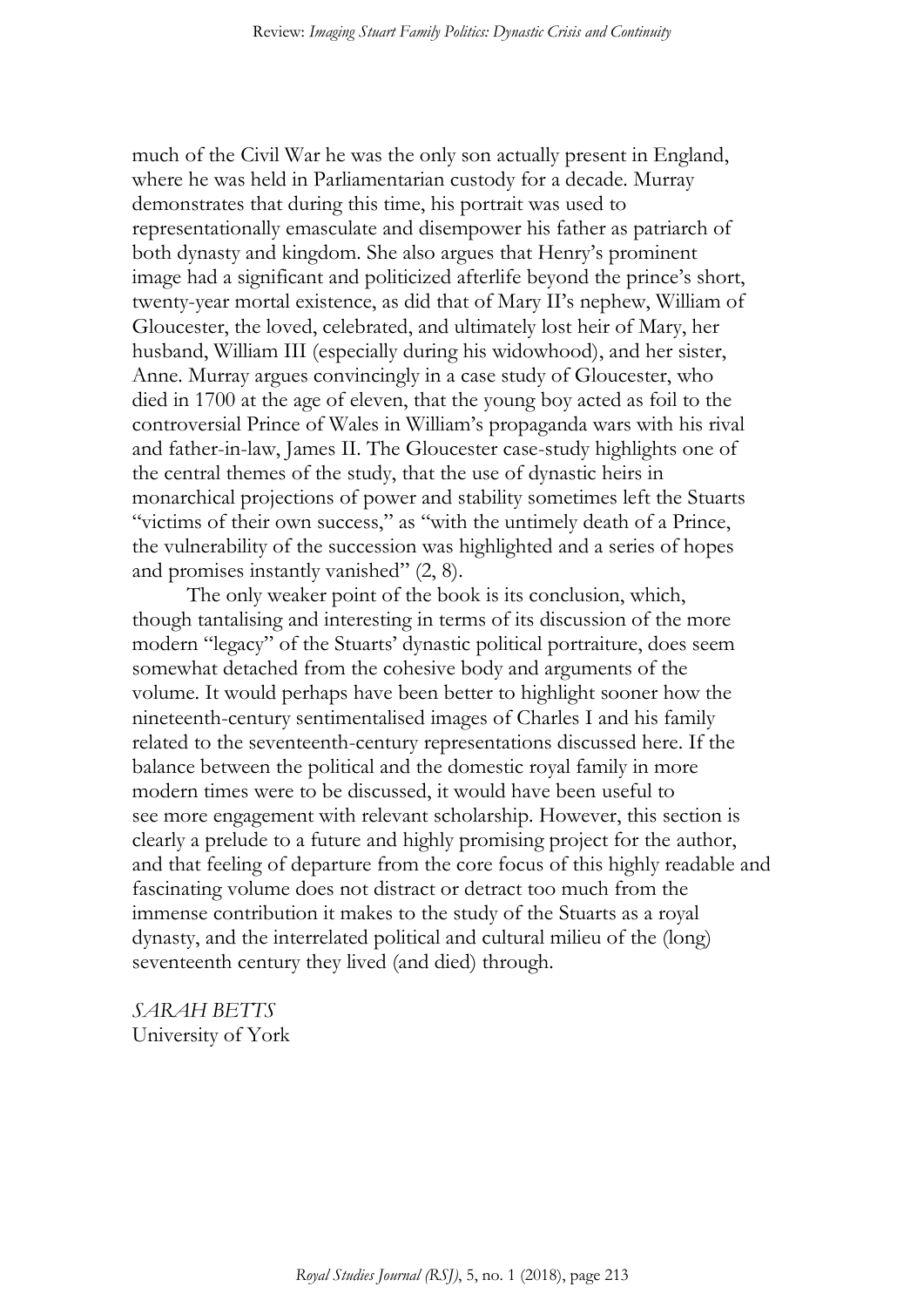much of the Civil War he was the only son actually present in England, where he was held in Parliamentarian custody for a decade. Murray demonstrates that during this time, his portrait was used to representationally emasculate and disempower his father as patriarch of both dynasty and kingdom. She also argues that Henry's prominent image had a significant and politicized afterlife beyond the prince's short, twenty-year mortal existence, as did that of Mary II's nephew, William of Gloucester, the loved, celebrated, and ultimately lost heir of Mary, her husband, William III (especially during his widowhood), and her sister, Anne. Murray argues convincingly in a case study of Gloucester, who died in 1700 at the age of eleven, that the young boy acted as foil to the controversial Prince of Wales in William's propaganda wars with his rival and father-in-law, James II. The Gloucester case-study highlights one of the central themes of the study, that the use of dynastic heirs in monarchical projections of power and stability sometimes left the Stuarts "victims of their own success," as "with the untimely death of a Prince, the vulnerability of the succession was highlighted and a series of hopes and promises instantly vanished" (2, 8).

The only weaker point of the book is its conclusion, which, though tantalising and interesting in terms of its discussion of the more modern "legacy" of the Stuarts' dynastic political portraiture, does seem somewhat detached from the cohesive body and arguments of the volume. It would perhaps have been better to highlight sooner how the nineteenth-century sentimentalised images of Charles I and his family related to the seventeenth-century representations discussed here. If the balance between the political and the domestic royal family in more modern times were to be discussed, it would have been useful to see more engagement with relevant scholarship. However, this section is clearly a prelude to a future and highly promising project for the author, and that feeling of departure from the core focus of this highly readable and fascinating volume does not distract or detract too much from the immense contribution it makes to the study of the Stuarts as a royal dynasty, and the interrelated political and cultural milieu of the (long) seventeenth century they lived (and died) through.

*SARAH BETTS*
University of York